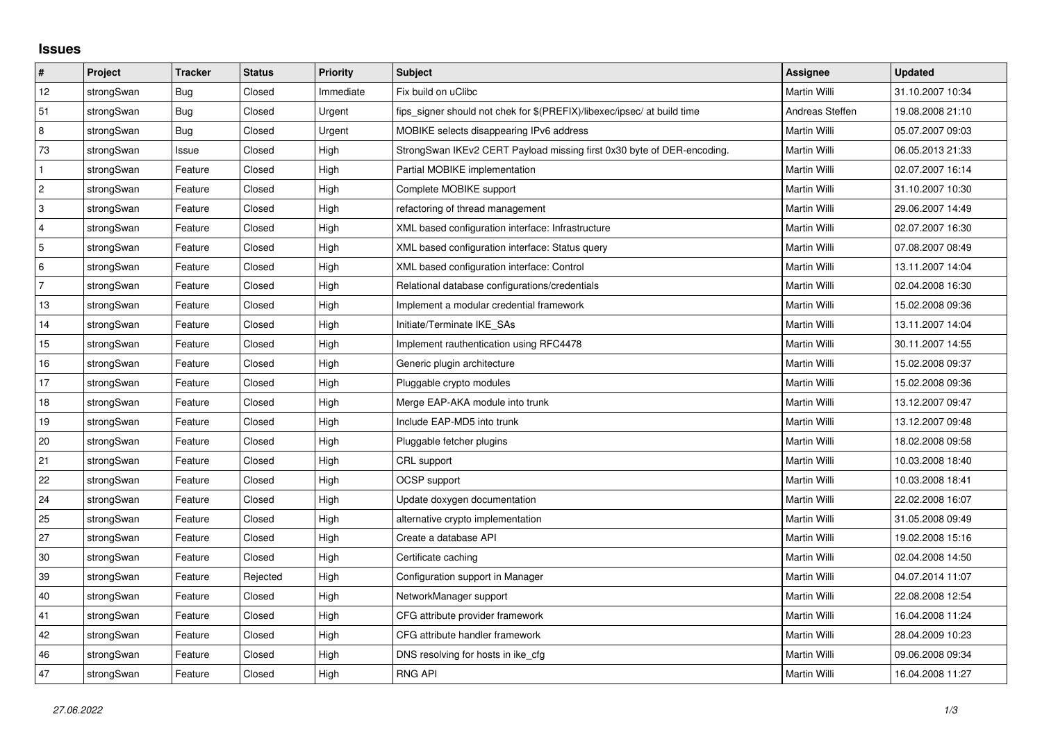## Issues

| # | Project | Tracker | Status | Priority | Subject | Assignee | Updated |
|---|---|---|---|---|---|---|---|
| 12 | strongSwan | Bug | Closed | Immediate | Fix build on uClibc | Martin Willi | 31.10.2007 10:34 |
| 51 | strongSwan | Bug | Closed | Urgent | fips_signer should not chek for $(PREFIX)/libexec/ipsec/ at build time | Andreas Steffen | 19.08.2008 21:10 |
| 8 | strongSwan | Bug | Closed | Urgent | MOBIKE selects disappearing IPv6 address | Martin Willi | 05.07.2007 09:03 |
| 73 | strongSwan | Issue | Closed | High | StrongSwan IKEv2 CERT Payload missing first 0x30 byte of DER-encoding. | Martin Willi | 06.05.2013 21:33 |
| 1 | strongSwan | Feature | Closed | High | Partial MOBIKE implementation | Martin Willi | 02.07.2007 16:14 |
| 2 | strongSwan | Feature | Closed | High | Complete MOBIKE support | Martin Willi | 31.10.2007 10:30 |
| 3 | strongSwan | Feature | Closed | High | refactoring of thread management | Martin Willi | 29.06.2007 14:49 |
| 4 | strongSwan | Feature | Closed | High | XML based configuration interface: Infrastructure | Martin Willi | 02.07.2007 16:30 |
| 5 | strongSwan | Feature | Closed | High | XML based configuration interface: Status query | Martin Willi | 07.08.2007 08:49 |
| 6 | strongSwan | Feature | Closed | High | XML based configuration interface: Control | Martin Willi | 13.11.2007 14:04 |
| 7 | strongSwan | Feature | Closed | High | Relational database configurations/credentials | Martin Willi | 02.04.2008 16:30 |
| 13 | strongSwan | Feature | Closed | High | Implement a modular credential framework | Martin Willi | 15.02.2008 09:36 |
| 14 | strongSwan | Feature | Closed | High | Initiate/Terminate IKE_SAs | Martin Willi | 13.11.2007 14:04 |
| 15 | strongSwan | Feature | Closed | High | Implement rauthentication using RFC4478 | Martin Willi | 30.11.2007 14:55 |
| 16 | strongSwan | Feature | Closed | High | Generic plugin architecture | Martin Willi | 15.02.2008 09:37 |
| 17 | strongSwan | Feature | Closed | High | Pluggable crypto modules | Martin Willi | 15.02.2008 09:36 |
| 18 | strongSwan | Feature | Closed | High | Merge EAP-AKA module into trunk | Martin Willi | 13.12.2007 09:47 |
| 19 | strongSwan | Feature | Closed | High | Include EAP-MD5 into trunk | Martin Willi | 13.12.2007 09:48 |
| 20 | strongSwan | Feature | Closed | High | Pluggable fetcher plugins | Martin Willi | 18.02.2008 09:58 |
| 21 | strongSwan | Feature | Closed | High | CRL support | Martin Willi | 10.03.2008 18:40 |
| 22 | strongSwan | Feature | Closed | High | OCSP support | Martin Willi | 10.03.2008 18:41 |
| 24 | strongSwan | Feature | Closed | High | Update doxygen documentation | Martin Willi | 22.02.2008 16:07 |
| 25 | strongSwan | Feature | Closed | High | alternative crypto implementation | Martin Willi | 31.05.2008 09:49 |
| 27 | strongSwan | Feature | Closed | High | Create a database API | Martin Willi | 19.02.2008 15:16 |
| 30 | strongSwan | Feature | Closed | High | Certificate caching | Martin Willi | 02.04.2008 14:50 |
| 39 | strongSwan | Feature | Rejected | High | Configuration support in Manager | Martin Willi | 04.07.2014 11:07 |
| 40 | strongSwan | Feature | Closed | High | NetworkManager support | Martin Willi | 22.08.2008 12:54 |
| 41 | strongSwan | Feature | Closed | High | CFG attribute provider framework | Martin Willi | 16.04.2008 11:24 |
| 42 | strongSwan | Feature | Closed | High | CFG attribute handler framework | Martin Willi | 28.04.2009 10:23 |
| 46 | strongSwan | Feature | Closed | High | DNS resolving for hosts in ike_cfg | Martin Willi | 09.06.2008 09:34 |
| 47 | strongSwan | Feature | Closed | High | RNG API | Martin Willi | 16.04.2008 11:27 |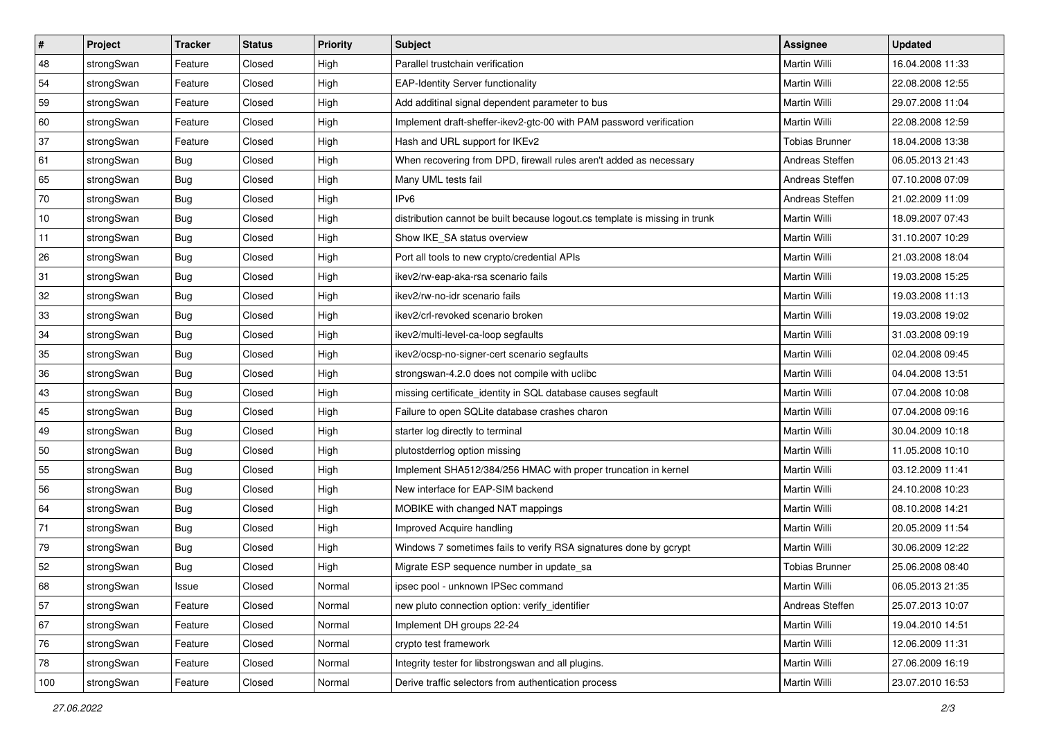| # | Project | Tracker | Status | Priority | Subject | Assignee | Updated |
|---|---|---|---|---|---|---|---|
| 48 | strongSwan | Feature | Closed | High | Parallel trustchain verification | Martin Willi | 16.04.2008 11:33 |
| 54 | strongSwan | Feature | Closed | High | EAP-Identity Server functionality | Martin Willi | 22.08.2008 12:55 |
| 59 | strongSwan | Feature | Closed | High | Add additinal signal dependent parameter to bus | Martin Willi | 29.07.2008 11:04 |
| 60 | strongSwan | Feature | Closed | High | Implement draft-sheffer-ikev2-gtc-00 with PAM password verification | Martin Willi | 22.08.2008 12:59 |
| 37 | strongSwan | Feature | Closed | High | Hash and URL support for IKEv2 | Tobias Brunner | 18.04.2008 13:38 |
| 61 | strongSwan | Bug | Closed | High | When recovering from DPD, firewall rules aren't added as necessary | Andreas Steffen | 06.05.2013 21:43 |
| 65 | strongSwan | Bug | Closed | High | Many UML tests fail | Andreas Steffen | 07.10.2008 07:09 |
| 70 | strongSwan | Bug | Closed | High | IPv6 | Andreas Steffen | 21.02.2009 11:09 |
| 10 | strongSwan | Bug | Closed | High | distribution cannot be built because logout.cs template is missing in trunk | Martin Willi | 18.09.2007 07:43 |
| 11 | strongSwan | Bug | Closed | High | Show IKE_SA status overview | Martin Willi | 31.10.2007 10:29 |
| 26 | strongSwan | Bug | Closed | High | Port all tools to new crypto/credential APIs | Martin Willi | 21.03.2008 18:04 |
| 31 | strongSwan | Bug | Closed | High | ikev2/rw-eap-aka-rsa scenario fails | Martin Willi | 19.03.2008 15:25 |
| 32 | strongSwan | Bug | Closed | High | ikev2/rw-no-idr scenario fails | Martin Willi | 19.03.2008 11:13 |
| 33 | strongSwan | Bug | Closed | High | ikev2/crl-revoked scenario broken | Martin Willi | 19.03.2008 19:02 |
| 34 | strongSwan | Bug | Closed | High | ikev2/multi-level-ca-loop segfaults | Martin Willi | 31.03.2008 09:19 |
| 35 | strongSwan | Bug | Closed | High | ikev2/ocsp-no-signer-cert scenario segfaults | Martin Willi | 02.04.2008 09:45 |
| 36 | strongSwan | Bug | Closed | High | strongswan-4.2.0 does not compile with uclibc | Martin Willi | 04.04.2008 13:51 |
| 43 | strongSwan | Bug | Closed | High | missing certificate_identity in SQL database causes segfault | Martin Willi | 07.04.2008 10:08 |
| 45 | strongSwan | Bug | Closed | High | Failure to open SQLite database crashes charon | Martin Willi | 07.04.2008 09:16 |
| 49 | strongSwan | Bug | Closed | High | starter log directly to terminal | Martin Willi | 30.04.2009 10:18 |
| 50 | strongSwan | Bug | Closed | High | plutostderrlog option missing | Martin Willi | 11.05.2008 10:10 |
| 55 | strongSwan | Bug | Closed | High | Implement SHA512/384/256 HMAC with proper truncation in kernel | Martin Willi | 03.12.2009 11:41 |
| 56 | strongSwan | Bug | Closed | High | New interface for EAP-SIM backend | Martin Willi | 24.10.2008 10:23 |
| 64 | strongSwan | Bug | Closed | High | MOBIKE with changed NAT mappings | Martin Willi | 08.10.2008 14:21 |
| 71 | strongSwan | Bug | Closed | High | Improved Acquire handling | Martin Willi | 20.05.2009 11:54 |
| 79 | strongSwan | Bug | Closed | High | Windows 7 sometimes fails to verify RSA signatures done by gcrypt | Martin Willi | 30.06.2009 12:22 |
| 52 | strongSwan | Bug | Closed | High | Migrate ESP sequence number in update_sa | Tobias Brunner | 25.06.2008 08:40 |
| 68 | strongSwan | Issue | Closed | Normal | ipsec pool - unknown IPSec command | Martin Willi | 06.05.2013 21:35 |
| 57 | strongSwan | Feature | Closed | Normal | new pluto connection option: verify_identifier | Andreas Steffen | 25.07.2013 10:07 |
| 67 | strongSwan | Feature | Closed | Normal | Implement DH groups 22-24 | Martin Willi | 19.04.2010 14:51 |
| 76 | strongSwan | Feature | Closed | Normal | crypto test framework | Martin Willi | 12.06.2009 11:31 |
| 78 | strongSwan | Feature | Closed | Normal | Integrity tester for libstrongswan and all plugins. | Martin Willi | 27.06.2009 16:19 |
| 100 | strongSwan | Feature | Closed | Normal | Derive traffic selectors from authentication process | Martin Willi | 23.07.2010 16:53 |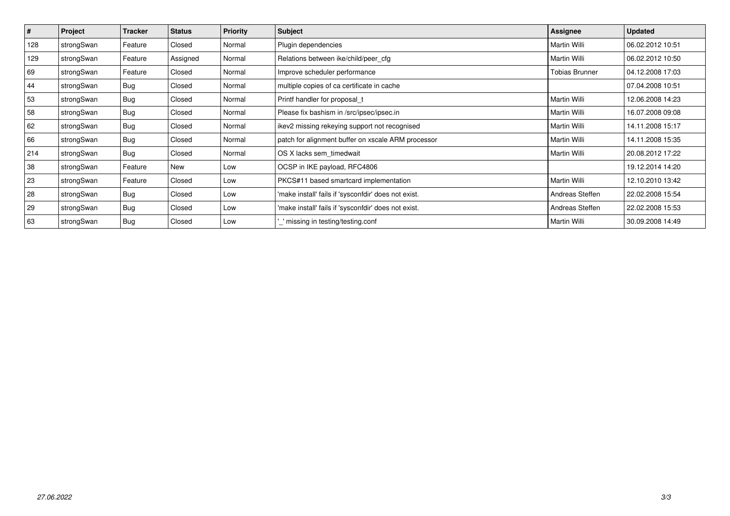| # | Project | Tracker | Status | Priority | Subject | Assignee | Updated |
|---|---|---|---|---|---|---|---|
| 128 | strongSwan | Feature | Closed | Normal | Plugin dependencies | Martin Willi | 06.02.2012 10:51 |
| 129 | strongSwan | Feature | Assigned | Normal | Relations between ike/child/peer_cfg | Martin Willi | 06.02.2012 10:50 |
| 69 | strongSwan | Feature | Closed | Normal | Improve scheduler performance | Tobias Brunner | 04.12.2008 17:03 |
| 44 | strongSwan | Bug | Closed | Normal | multiple copies of ca certificate in cache | | 07.04.2008 10:51 |
| 53 | strongSwan | Bug | Closed | Normal | Printf handler for proposal_t | Martin Willi | 12.06.2008 14:23 |
| 58 | strongSwan | Bug | Closed | Normal | Please fix bashism in /src/ipsec/ipsec.in | Martin Willi | 16.07.2008 09:08 |
| 62 | strongSwan | Bug | Closed | Normal | ikev2 missing rekeying support not recognised | Martin Willi | 14.11.2008 15:17 |
| 66 | strongSwan | Bug | Closed | Normal | patch for alignment buffer on xscale ARM processor | Martin Willi | 14.11.2008 15:35 |
| 214 | strongSwan | Bug | Closed | Normal | OS X lacks sem_timedwait | Martin Willi | 20.08.2012 17:22 |
| 38 | strongSwan | Feature | New | Low | OCSP in IKE payload, RFC4806 | | 19.12.2014 14:20 |
| 23 | strongSwan | Feature | Closed | Low | PKCS#11 based smartcard implementation | Martin Willi | 12.10.2010 13:42 |
| 28 | strongSwan | Bug | Closed | Low | 'make install' fails if 'sysconfdir' does not exist. | Andreas Steffen | 22.02.2008 15:54 |
| 29 | strongSwan | Bug | Closed | Low | 'make install' fails if 'sysconfdir' does not exist. | Andreas Steffen | 22.02.2008 15:53 |
| 63 | strongSwan | Bug | Closed | Low | '_' missing in testing/testing.conf | Martin Willi | 30.09.2008 14:49 |

*27.06.2022*